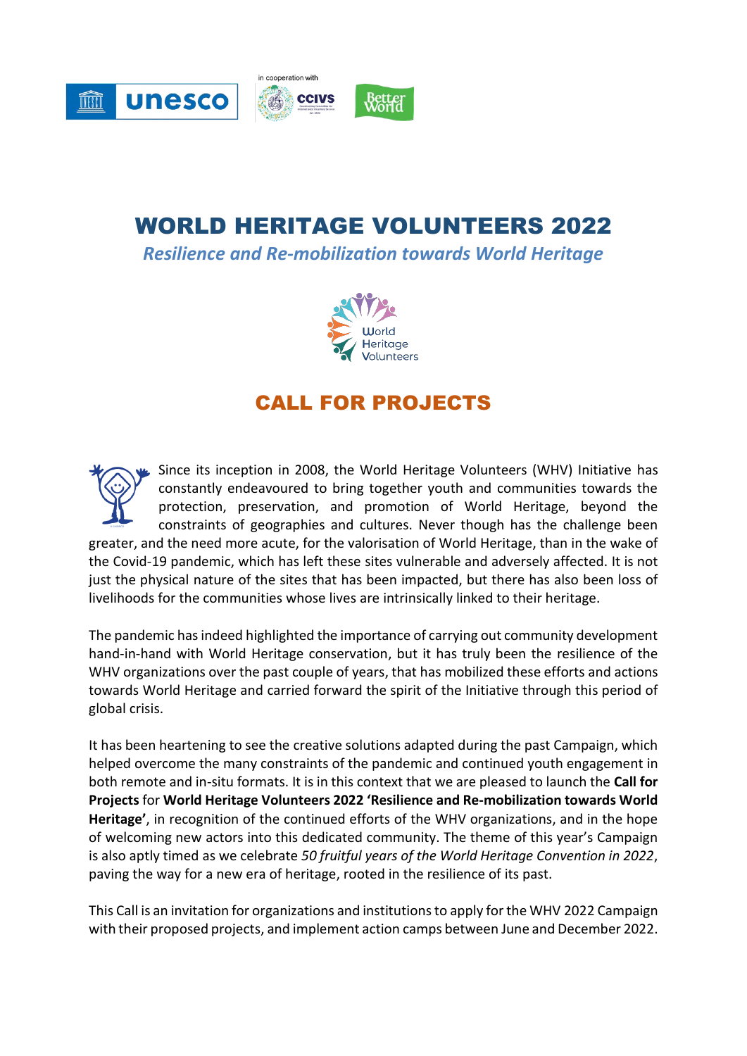# WORLD HERITAGE VOLUNTEERS 2022

*Resilience and Re-mobilization towards World Heritage*

## CALL FOR PROJECTS

Since its inception in 2008, the World Heritage Volunteers (WHV) Initiative has constantly endeavoured to bring together youth and communities towards the protection, preservation, and promotion of World Heritage, beyond the constraints of geographies and cultures. Never though has the challenge been greater, and the need more acute, for the valorisation of World Heritage, than in the wake of the Covid-19 pandemic, which has left these sites vulnerable and adversely affected. It is not just the physical nature of the sites that has been impacted, but there has also been loss of livelihoods for the communities whose lives are intrinsically linked to their heritage.

The pandemic has indeed highlighted the importance of carrying out community development hand-in-hand with World Heritage conservation, but it has truly been the resilience of the WHV organizations over the past couple of years, that has mobilized these efforts and actions towards World Heritage and carried forward the spirit of the Initiative through this period of global crisis.

It has been heartening to see the creative solutions adapted during the past Campaign, which helped overcome the many constraints of the pandemic and continued youth engagement in both remote and in-situ formats. It is in this context that we are pleased to launch the **Call for Projects** for **World Heritage Volunteers 2022 'Resilience and Re-mobilization towards World Heritage'**, in recognition of the continued efforts of the WHV organizations, and in the hope of welcoming new actors into this dedicated community. The theme of this year's Campaign is also aptly timed as we celebrate *50 fruitful years of the World Heritage Convention in 2022*, paving the way for a new era of heritage, rooted in the resilience of its past.

This Call is an invitation for organizations and institutions to apply for the WHV 2022 Campaign with their proposed projects, and implement action camps between June and December 2022.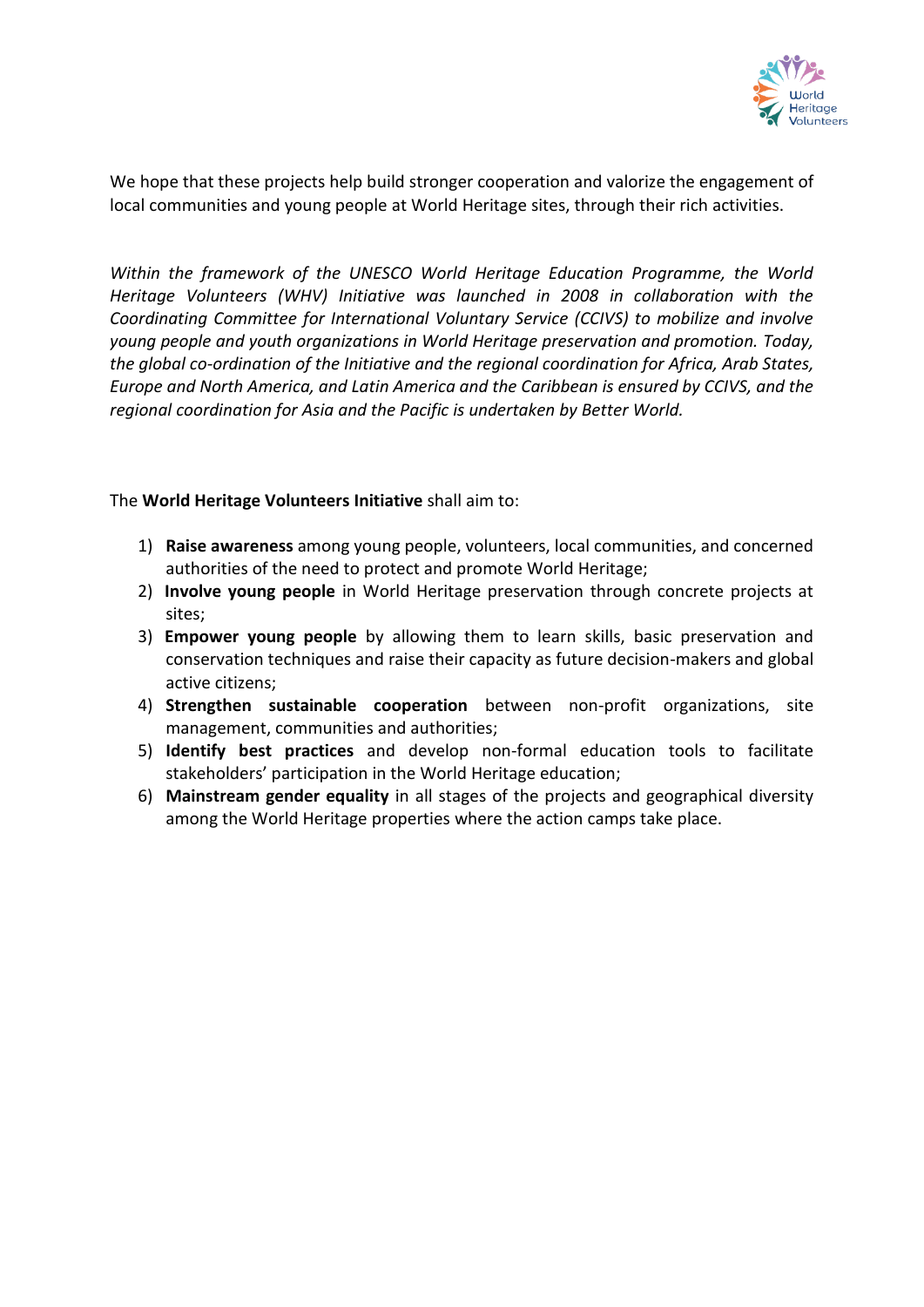We hope that these projects help build stronger cooperation and valorize the engagement of local communities and young people at World Heritage sites, through their rich activities.

*Within the framework of the UNESCO World Heritage Education Programme, the World Heritage Volunteers (WHV) Initiative was launched in 2008 in collaboration with the Coordinating Committee for International Voluntary Service (CCIVS) to mobilize and involve young people and youth organizations in World Heritage preservation and promotion. Today, the global co-ordination of the Initiative and the regional coordination for Africa, Arab States, Europe and North America, and Latin America and the Caribbean is ensured by CCIVS, and the regional coordination for Asia and the Pacific is undertaken by Better World.*

The **World Heritage Volunteers Initiative** shall aim to:

1) **Raise awareness** among young people, volunteers, local communities, and concerned authorities of the need to protect and promote World Heritage;
2) **Involve young people** in World Heritage preservation through concrete projects at sites;
3) **Empower young people** by allowing them to learn skills, basic preservation and conservation techniques and raise their capacity as future decision-makers and global active citizens;
4) **Strengthen sustainable cooperation** between non-profit organizations, site management, communities and authorities;
5) **Identify best practices** and develop non-formal education tools to facilitate stakeholders' participation in the World Heritage education;
6) **Mainstream gender equality** in all stages of the projects and geographical diversity among the World Heritage properties where the action camps take place.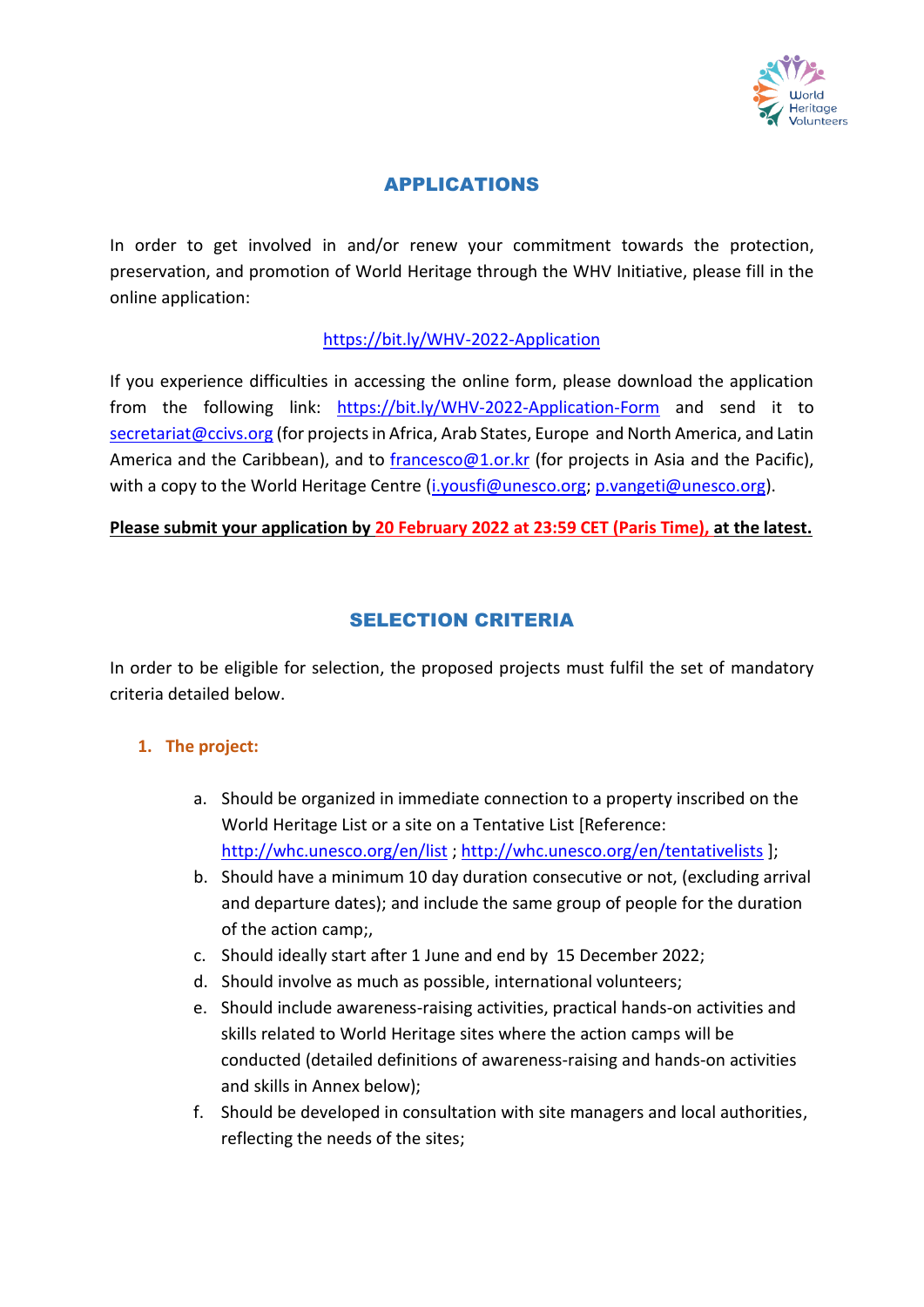## APPLICATIONS

In order to get involved in and/or renew your commitment towards the protection, preservation, and promotion of World Heritage through the WHV Initiative, please fill in the online application:

https://bit.ly/WHV-2022-Application

If you experience difficulties in accessing the online form, please download the application from the following link: https://bit.ly/WHV-2022-Application-Form and send it to secretariat@ccivs.org (for projects in Africa, Arab States, Europe and North America, and Latin America and the Caribbean), and to francesco@1.or.kr (for projects in Asia and the Pacific), with a copy to the World Heritage Centre (i.yousfi@unesco.org; p.vangeti@unesco.org).

**Please submit your application by 20 February 2022 at 23:59 CET (Paris Time), at the latest.**

## SELECTION CRITERIA

In order to be eligible for selection, the proposed projects must fulfil the set of mandatory criteria detailed below.

### 1. The project:

a. Should be organized in immediate connection to a property inscribed on the World Heritage List or a site on a Tentative List [Reference: http://whc.unesco.org/en/list ; http://whc.unesco.org/en/tentativelists ];
b. Should have a minimum 10 day duration consecutive or not, (excluding arrival and departure dates); and include the same group of people for the duration of the action camp;,
c. Should ideally start after 1 June and end by 15 December 2022;
d. Should involve as much as possible, international volunteers;
e. Should include awareness-raising activities, practical hands-on activities and skills related to World Heritage sites where the action camps will be conducted (detailed definitions of awareness-raising and hands-on activities and skills in Annex below);
f. Should be developed in consultation with site managers and local authorities, reflecting the needs of the sites;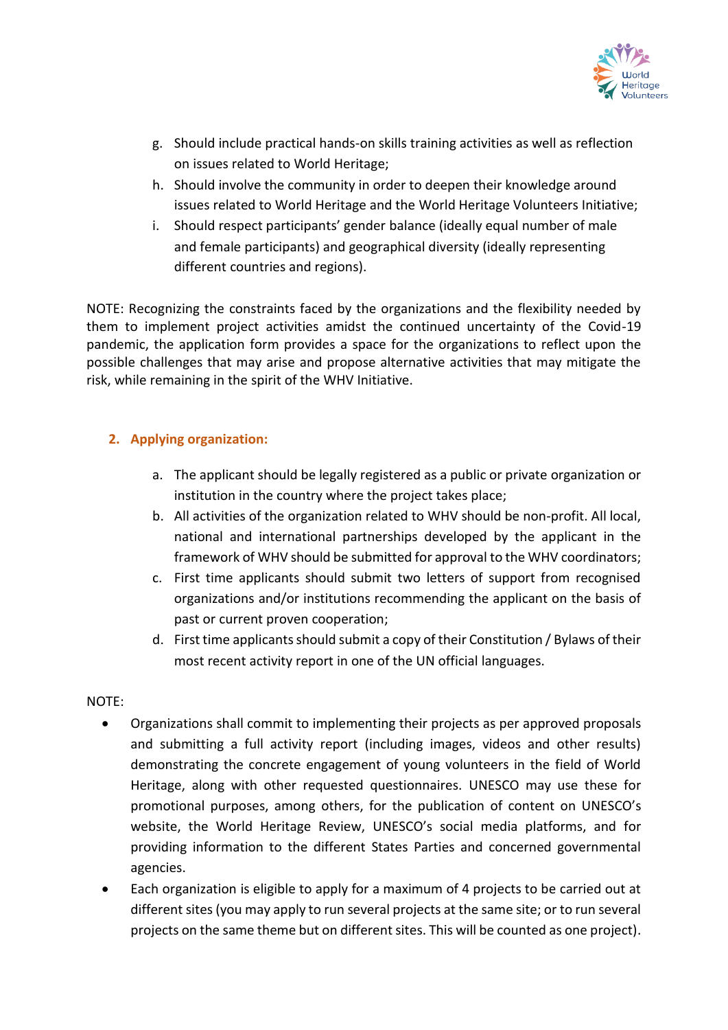g. Should include practical hands-on skills training activities as well as reflection on issues related to World Heritage;
h. Should involve the community in order to deepen their knowledge around issues related to World Heritage and the World Heritage Volunteers Initiative;
i. Should respect participants' gender balance (ideally equal number of male and female participants) and geographical diversity (ideally representing different countries and regions).

NOTE: Recognizing the constraints faced by the organizations and the flexibility needed by them to implement project activities amidst the continued uncertainty of the Covid-19 pandemic, the application form provides a space for the organizations to reflect upon the possible challenges that may arise and propose alternative activities that may mitigate the risk, while remaining in the spirit of the WHV Initiative.

## 2. Applying organization:

a. The applicant should be legally registered as a public or private organization or institution in the country where the project takes place;
b. All activities of the organization related to WHV should be non-profit. All local, national and international partnerships developed by the applicant in the framework of WHV should be submitted for approval to the WHV coordinators;
c. First time applicants should submit two letters of support from recognised organizations and/or institutions recommending the applicant on the basis of past or current proven cooperation;
d. First time applicants should submit a copy of their Constitution / Bylaws of their most recent activity report in one of the UN official languages.

NOTE:

- Organizations shall commit to implementing their projects as per approved proposals and submitting a full activity report (including images, videos and other results) demonstrating the concrete engagement of young volunteers in the field of World Heritage, along with other requested questionnaires. UNESCO may use these for promotional purposes, among others, for the publication of content on UNESCO's website, the World Heritage Review, UNESCO's social media platforms, and for providing information to the different States Parties and concerned governmental agencies.
- Each organization is eligible to apply for a maximum of 4 projects to be carried out at different sites (you may apply to run several projects at the same site; or to run several projects on the same theme but on different sites. This will be counted as one project).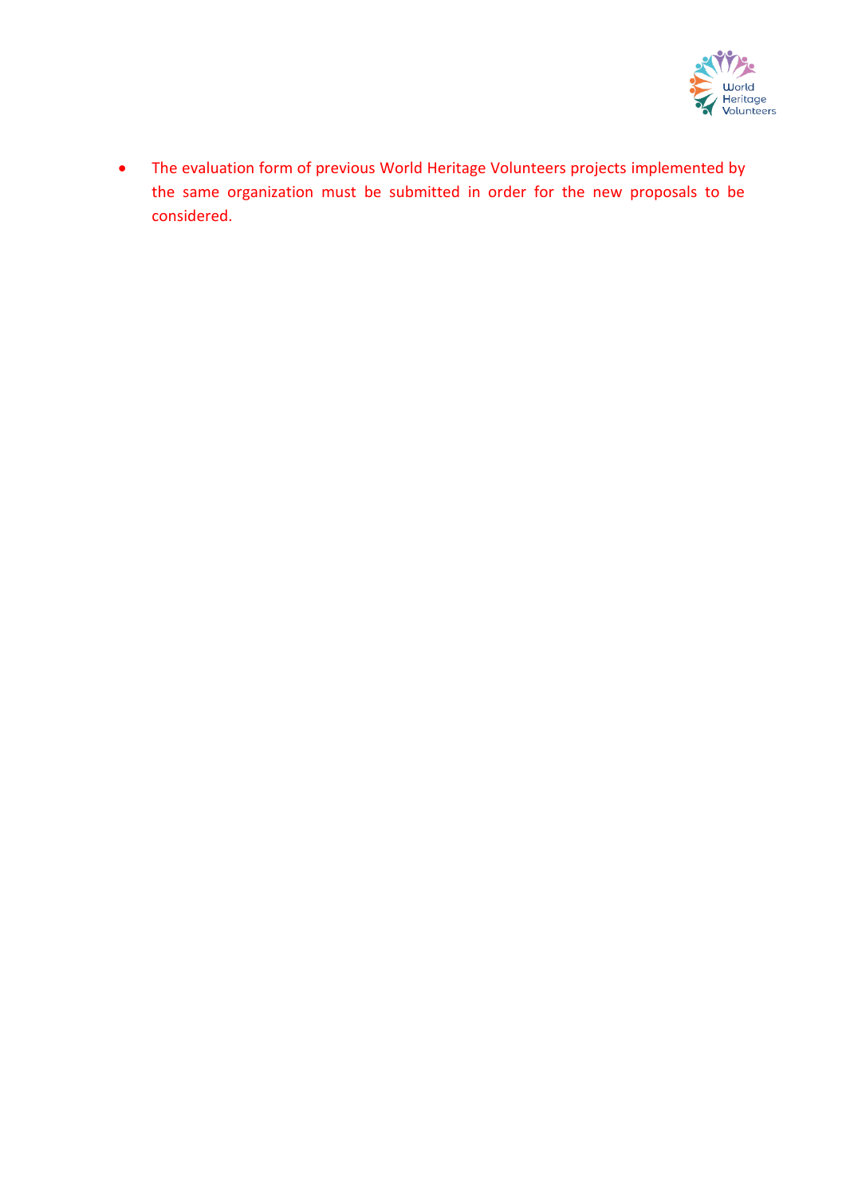- The evaluation form of previous World Heritage Volunteers projects implemented by the same organization must be submitted in order for the new proposals to be considered.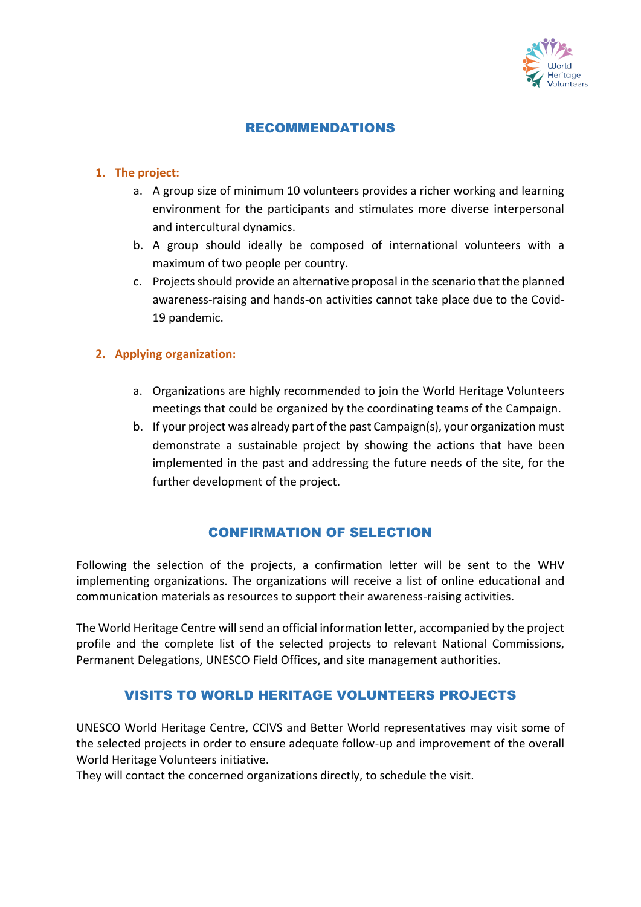## RECOMMENDATIONS

1. **The project:**
    a. A group size of minimum 10 volunteers provides a richer working and learning environment for the participants and stimulates more diverse interpersonal and intercultural dynamics.
    b. A group should ideally be composed of international volunteers with a maximum of two people per country.
    c. Projects should provide an alternative proposal in the scenario that the planned awareness-raising and hands-on activities cannot take place due to the Covid-19 pandemic.

2. **Applying organization:**
    a. Organizations are highly recommended to join the World Heritage Volunteers meetings that could be organized by the coordinating teams of the Campaign.
    b. If your project was already part of the past Campaign(s), your organization must demonstrate a sustainable project by showing the actions that have been implemented in the past and addressing the future needs of the site, for the further development of the project.

## CONFIRMATION OF SELECTION

Following the selection of the projects, a confirmation letter will be sent to the WHV implementing organizations. The organizations will receive a list of online educational and communication materials as resources to support their awareness-raising activities.

The World Heritage Centre will send an official information letter, accompanied by the project profile and the complete list of the selected projects to relevant National Commissions, Permanent Delegations, UNESCO Field Offices, and site management authorities.

## VISITS TO WORLD HERITAGE VOLUNTEERS PROJECTS

UNESCO World Heritage Centre, CCIVS and Better World representatives may visit some of the selected projects in order to ensure adequate follow-up and improvement of the overall World Heritage Volunteers initiative.
They will contact the concerned organizations directly, to schedule the visit.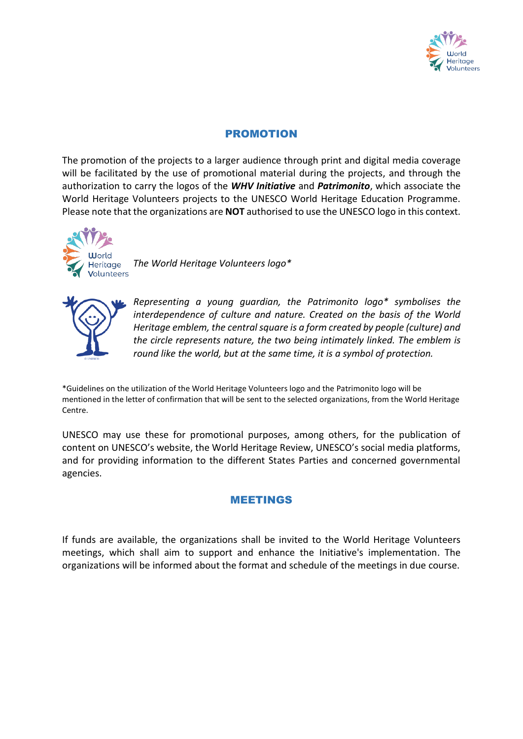## PROMOTION

The promotion of the projects to a larger audience through print and digital media coverage will be facilitated by the use of promotional material during the projects, and through the authorization to carry the logos of the ***WHV Initiative*** and ***Patrimonito***, which associate the World Heritage Volunteers projects to the UNESCO World Heritage Education Programme. Please note that the organizations are **NOT** authorised to use the UNESCO logo in this context.

*The World Heritage Volunteers logo**

*Representing a young guardian, the Patrimonito logo* symbolises the interdependence of culture and nature. Created on the basis of the World Heritage emblem, the central square is a form created by people (culture) and the circle represents nature, the two being intimately linked. The emblem is round like the world, but at the same time, it is a symbol of protection.*

*Guidelines on the utilization of the World Heritage Volunteers logo and the Patrimonito logo will be mentioned in the letter of confirmation that will be sent to the selected organizations, from the World Heritage Centre.

UNESCO may use these for promotional purposes, among others, for the publication of content on UNESCO's website, the World Heritage Review, UNESCO's social media platforms, and for providing information to the different States Parties and concerned governmental agencies.

## MEETINGS

If funds are available, the organizations shall be invited to the World Heritage Volunteers meetings, which shall aim to support and enhance the Initiative's implementation. The organizations will be informed about the format and schedule of the meetings in due course.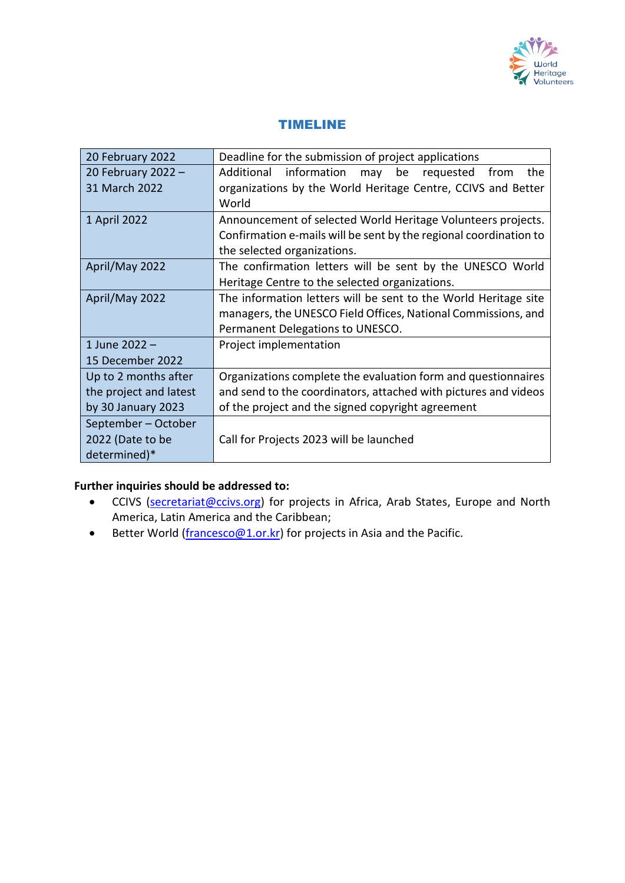## TIMELINE

| | |
|---|---|
| 20 February 2022 | Deadline for the submission of project applications |
| 20 February 2022 – 31 March 2022 | Additional information may be requested from the organizations by the World Heritage Centre, CCIVS and Better World |
| 1 April 2022 | Announcement of selected World Heritage Volunteers projects. Confirmation e-mails will be sent by the regional coordination to the selected organizations. |
| April/May 2022 | The confirmation letters will be sent by the UNESCO World Heritage Centre to the selected organizations. |
| April/May 2022 | The information letters will be sent to the World Heritage site managers, the UNESCO Field Offices, National Commissions, and Permanent Delegations to UNESCO. |
| 1 June 2022 – 15 December 2022 | Project implementation |
| Up to 2 months after the project and latest by 30 January 2023 | Organizations complete the evaluation form and questionnaires and send to the coordinators, attached with pictures and videos of the project and the signed copyright agreement |
| September – October 2022 (Date to be determined)* | Call for Projects 2023 will be launched |

**Further inquiries should be addressed to:**

- CCIVS (secretariat@ccivs.org) for projects in Africa, Arab States, Europe and North America, Latin America and the Caribbean;
- Better World (francesco@1.or.kr) for projects in Asia and the Pacific.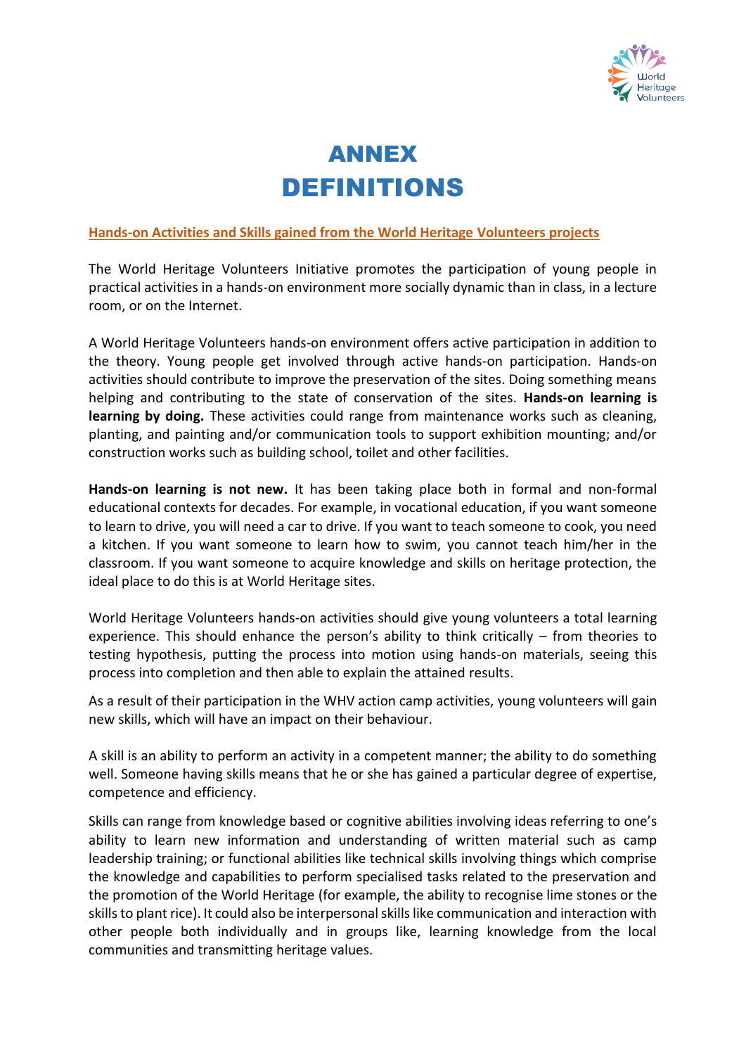# ANNEX
# DEFINITIONS

## Hands-on Activities and Skills gained from the World Heritage Volunteers projects

The World Heritage Volunteers Initiative promotes the participation of young people in practical activities in a hands-on environment more socially dynamic than in class, in a lecture room, or on the Internet.

A World Heritage Volunteers hands-on environment offers active participation in addition to the theory. Young people get involved through active hands-on participation. Hands-on activities should contribute to improve the preservation of the sites. Doing something means helping and contributing to the state of conservation of the sites. **Hands-on learning is learning by doing.** These activities could range from maintenance works such as cleaning, planting, and painting and/or communication tools to support exhibition mounting; and/or construction works such as building school, toilet and other facilities.

**Hands-on learning is not new.** It has been taking place both in formal and non-formal educational contexts for decades. For example, in vocational education, if you want someone to learn to drive, you will need a car to drive. If you want to teach someone to cook, you need a kitchen. If you want someone to learn how to swim, you cannot teach him/her in the classroom. If you want someone to acquire knowledge and skills on heritage protection, the ideal place to do this is at World Heritage sites.

World Heritage Volunteers hands-on activities should give young volunteers a total learning experience. This should enhance the person's ability to think critically – from theories to testing hypothesis, putting the process into motion using hands-on materials, seeing this process into completion and then able to explain the attained results.

As a result of their participation in the WHV action camp activities, young volunteers will gain new skills, which will have an impact on their behaviour.

A skill is an ability to perform an activity in a competent manner; the ability to do something well. Someone having skills means that he or she has gained a particular degree of expertise, competence and efficiency.

Skills can range from knowledge based or cognitive abilities involving ideas referring to one's ability to learn new information and understanding of written material such as camp leadership training; or functional abilities like technical skills involving things which comprise the knowledge and capabilities to perform specialised tasks related to the preservation and the promotion of the World Heritage (for example, the ability to recognise lime stones or the skills to plant rice). It could also be interpersonal skills like communication and interaction with other people both individually and in groups like, learning knowledge from the local communities and transmitting heritage values.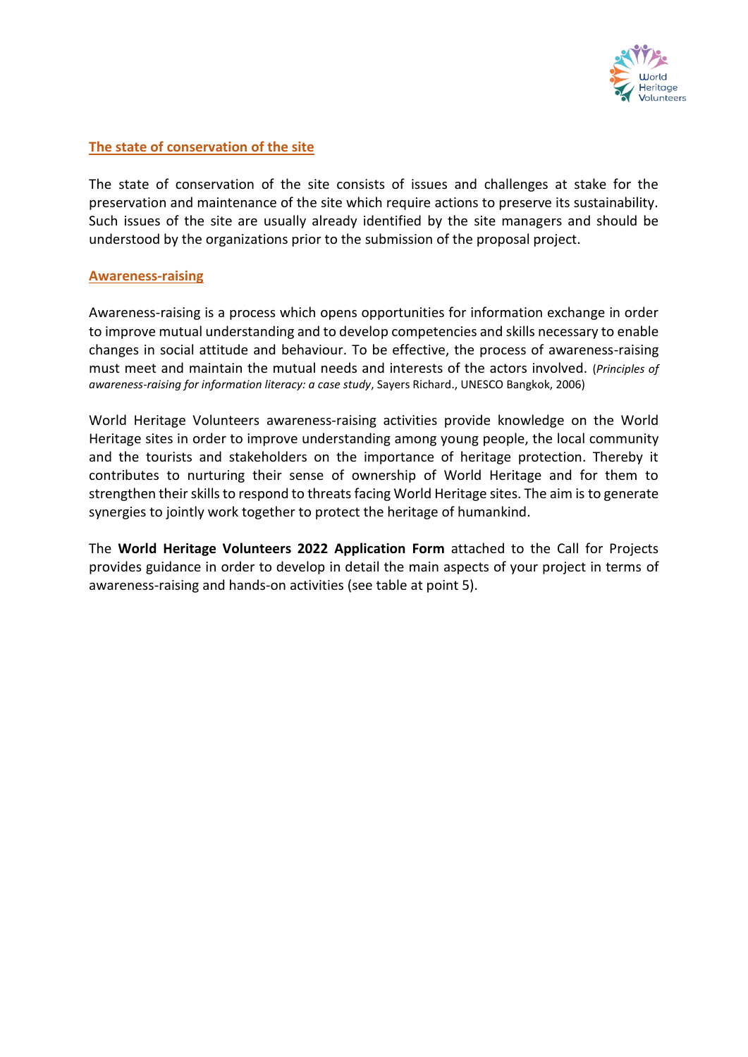## The state of conservation of the site

The state of conservation of the site consists of issues and challenges at stake for the preservation and maintenance of the site which require actions to preserve its sustainability. Such issues of the site are usually already identified by the site managers and should be understood by the organizations prior to the submission of the proposal project.

## Awareness-raising

Awareness-raising is a process which opens opportunities for information exchange in order to improve mutual understanding and to develop competencies and skills necessary to enable changes in social attitude and behaviour. To be effective, the process of awareness-raising must meet and maintain the mutual needs and interests of the actors involved. (*Principles of awareness-raising for information literacy: a case study*, Sayers Richard., UNESCO Bangkok, 2006)

World Heritage Volunteers awareness-raising activities provide knowledge on the World Heritage sites in order to improve understanding among young people, the local community and the tourists and stakeholders on the importance of heritage protection. Thereby it contributes to nurturing their sense of ownership of World Heritage and for them to strengthen their skills to respond to threats facing World Heritage sites. The aim is to generate synergies to jointly work together to protect the heritage of humankind.

The **World Heritage Volunteers 2022 Application Form** attached to the Call for Projects provides guidance in order to develop in detail the main aspects of your project in terms of awareness-raising and hands-on activities (see table at point 5).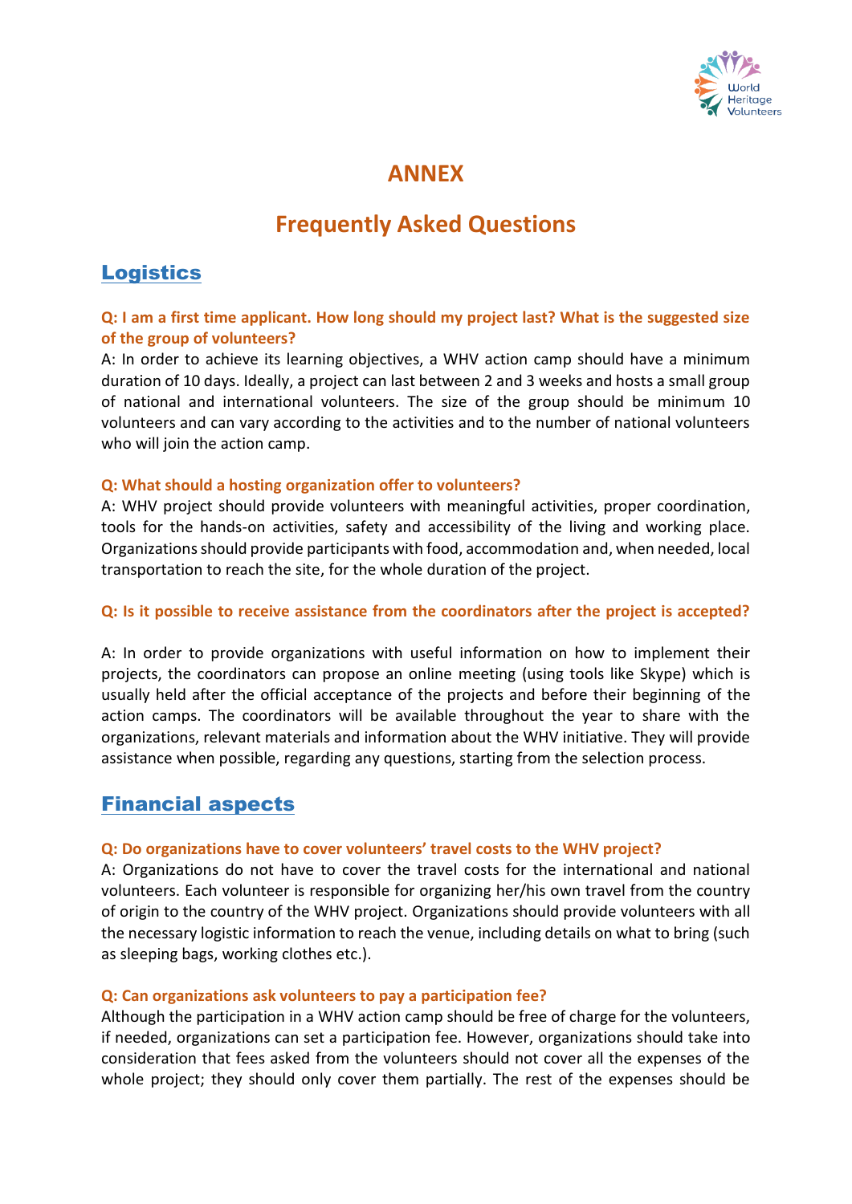# ANNEX

# Frequently Asked Questions

## Logistics

### Q: I am a first time applicant. How long should my project last? What is the suggested size of the group of volunteers?

A: In order to achieve its learning objectives, a WHV action camp should have a minimum duration of 10 days. Ideally, a project can last between 2 and 3 weeks and hosts a small group of national and international volunteers. The size of the group should be minimum 10 volunteers and can vary according to the activities and to the number of national volunteers who will join the action camp.

### Q: What should a hosting organization offer to volunteers?

A: WHV project should provide volunteers with meaningful activities, proper coordination, tools for the hands-on activities, safety and accessibility of the living and working place. Organizations should provide participants with food, accommodation and, when needed, local transportation to reach the site, for the whole duration of the project.

### Q: Is it possible to receive assistance from the coordinators after the project is accepted?

A: In order to provide organizations with useful information on how to implement their projects, the coordinators can propose an online meeting (using tools like Skype) which is usually held after the official acceptance of the projects and before their beginning of the action camps. The coordinators will be available throughout the year to share with the organizations, relevant materials and information about the WHV initiative. They will provide assistance when possible, regarding any questions, starting from the selection process.

## Financial aspects

### Q: Do organizations have to cover volunteers' travel costs to the WHV project?

A: Organizations do not have to cover the travel costs for the international and national volunteers. Each volunteer is responsible for organizing her/his own travel from the country of origin to the country of the WHV project. Organizations should provide volunteers with all the necessary logistic information to reach the venue, including details on what to bring (such as sleeping bags, working clothes etc.).

### Q: Can organizations ask volunteers to pay a participation fee?

Although the participation in a WHV action camp should be free of charge for the volunteers, if needed, organizations can set a participation fee. However, organizations should take into consideration that fees asked from the volunteers should not cover all the expenses of the whole project; they should only cover them partially. The rest of the expenses should be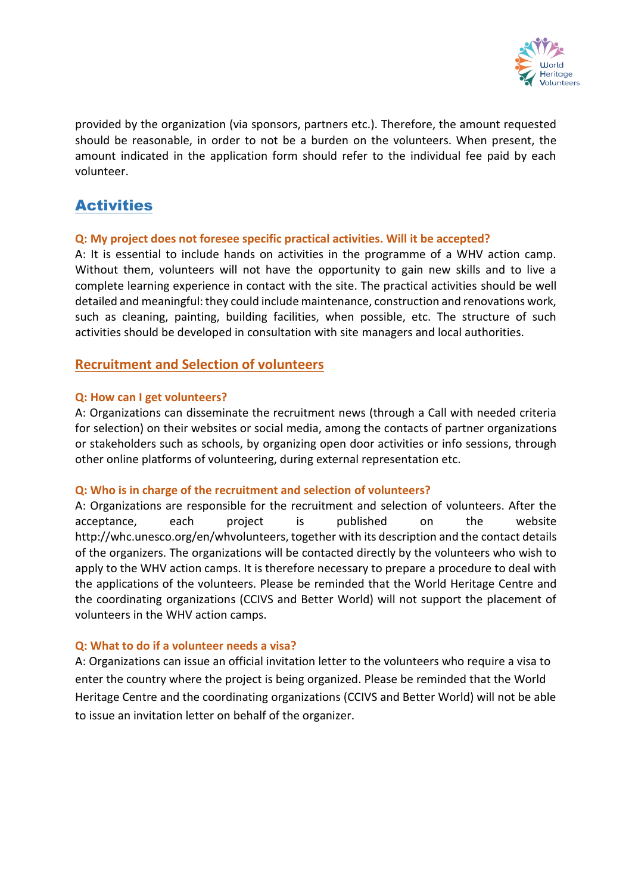provided by the organization (via sponsors, partners etc.). Therefore, the amount requested should be reasonable, in order to not be a burden on the volunteers. When present, the amount indicated in the application form should refer to the individual fee paid by each volunteer.

## Activities

**Q: My project does not foresee specific practical activities. Will it be accepted?**

A: It is essential to include hands on activities in the programme of a WHV action camp. Without them, volunteers will not have the opportunity to gain new skills and to live a complete learning experience in contact with the site. The practical activities should be well detailed and meaningful: they could include maintenance, construction and renovations work, such as cleaning, painting, building facilities, when possible, etc. The structure of such activities should be developed in consultation with site managers and local authorities.

## Recruitment and Selection of volunteers

**Q: How can I get volunteers?**

A: Organizations can disseminate the recruitment news (through a Call with needed criteria for selection) on their websites or social media, among the contacts of partner organizations or stakeholders such as schools, by organizing open door activities or info sessions, through other online platforms of volunteering, during external representation etc.

**Q: Who is in charge of the recruitment and selection of volunteers?**

A: Organizations are responsible for the recruitment and selection of volunteers. After the acceptance, each project is published on the website http://whc.unesco.org/en/whvolunteers, together with its description and the contact details of the organizers. The organizations will be contacted directly by the volunteers who wish to apply to the WHV action camps. It is therefore necessary to prepare a procedure to deal with the applications of the volunteers. Please be reminded that the World Heritage Centre and the coordinating organizations (CCIVS and Better World) will not support the placement of volunteers in the WHV action camps.

**Q: What to do if a volunteer needs a visa?**

A: Organizations can issue an official invitation letter to the volunteers who require a visa to enter the country where the project is being organized. Please be reminded that the World Heritage Centre and the coordinating organizations (CCIVS and Better World) will not be able to issue an invitation letter on behalf of the organizer.